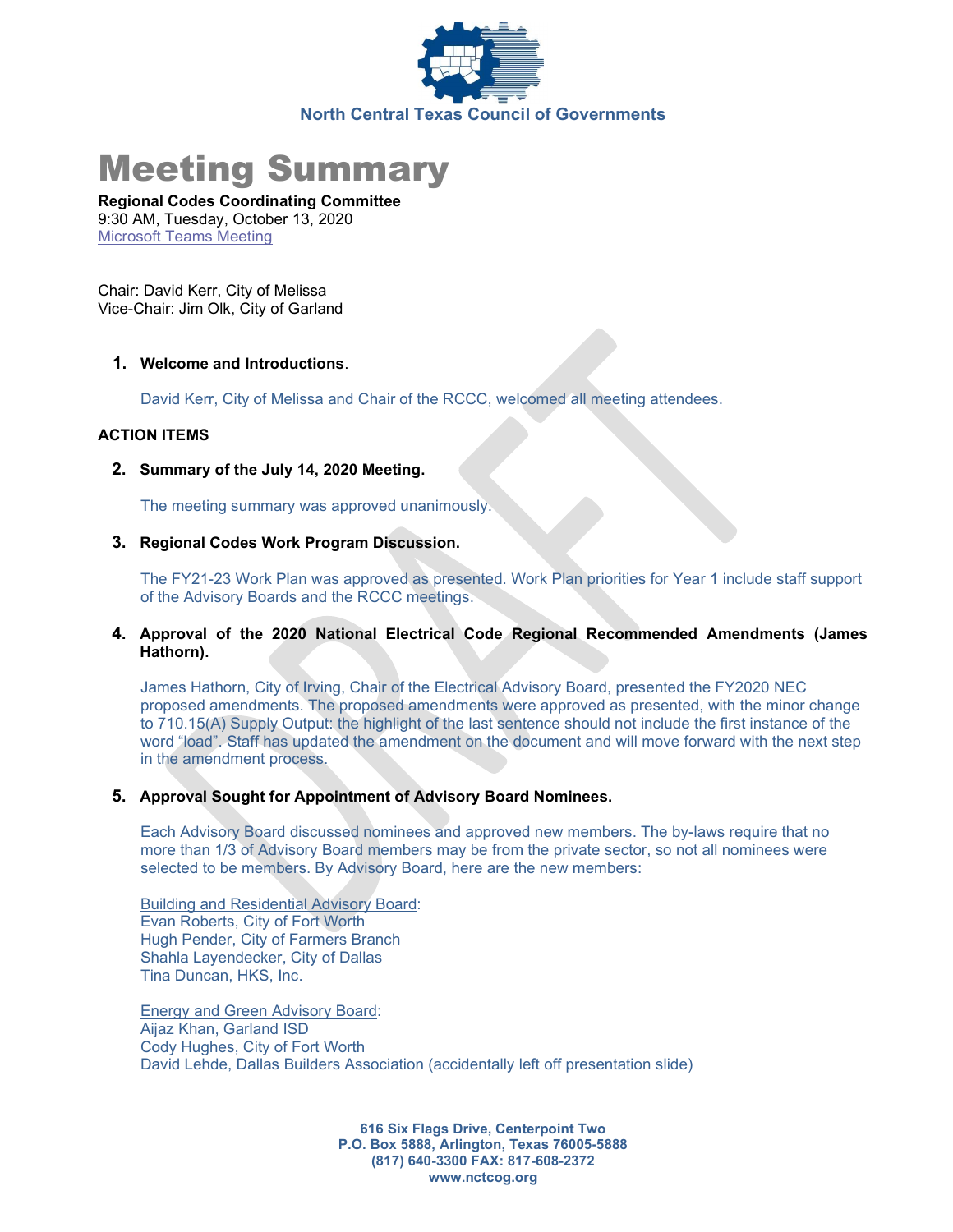North Central Texas Council of Governments

# Meeting Summary

**Regional Codes Coordinating Committee**
9:30 AM, Tuesday, October 13, 2020
Microsoft Teams Meeting

Chair: David Kerr, City of Melissa
Vice-Chair: Jim Olk, City of Garland

1. **Welcome and Introductions**.

   David Kerr, City of Melissa and Chair of the RCCC, welcomed all meeting attendees.

**ACTION ITEMS**

2. **Summary of the July 14, 2020 Meeting.**

   The meeting summary was approved unanimously.

3. **Regional Codes Work Program Discussion.**

   The FY21-23 Work Plan was approved as presented. Work Plan priorities for Year 1 include staff support of the Advisory Boards and the RCCC meetings.

4. **Approval of the 2020 National Electrical Code Regional Recommended Amendments (James Hathorn).**

   James Hathorn, City of Irving, Chair of the Electrical Advisory Board, presented the FY2020 NEC proposed amendments. The proposed amendments were approved as presented, with the minor change to 710.15(A) Supply Output: the highlight of the last sentence should not include the first instance of the word "load". Staff has updated the amendment on the document and will move forward with the next step in the amendment process.

5. **Approval Sought for Appointment of Advisory Board Nominees.**

   Each Advisory Board discussed nominees and approved new members. The by-laws require that no more than 1/3 of Advisory Board members may be from the private sector, so not all nominees were selected to be members. By Advisory Board, here are the new members:

   Building and Residential Advisory Board:
   Evan Roberts, City of Fort Worth
   Hugh Pender, City of Farmers Branch
   Shahla Layendecker, City of Dallas
   Tina Duncan, HKS, Inc.

   Energy and Green Advisory Board:
   Aijaz Khan, Garland ISD
   Cody Hughes, City of Fort Worth
   David Lehde, Dallas Builders Association (accidentally left off presentation slide)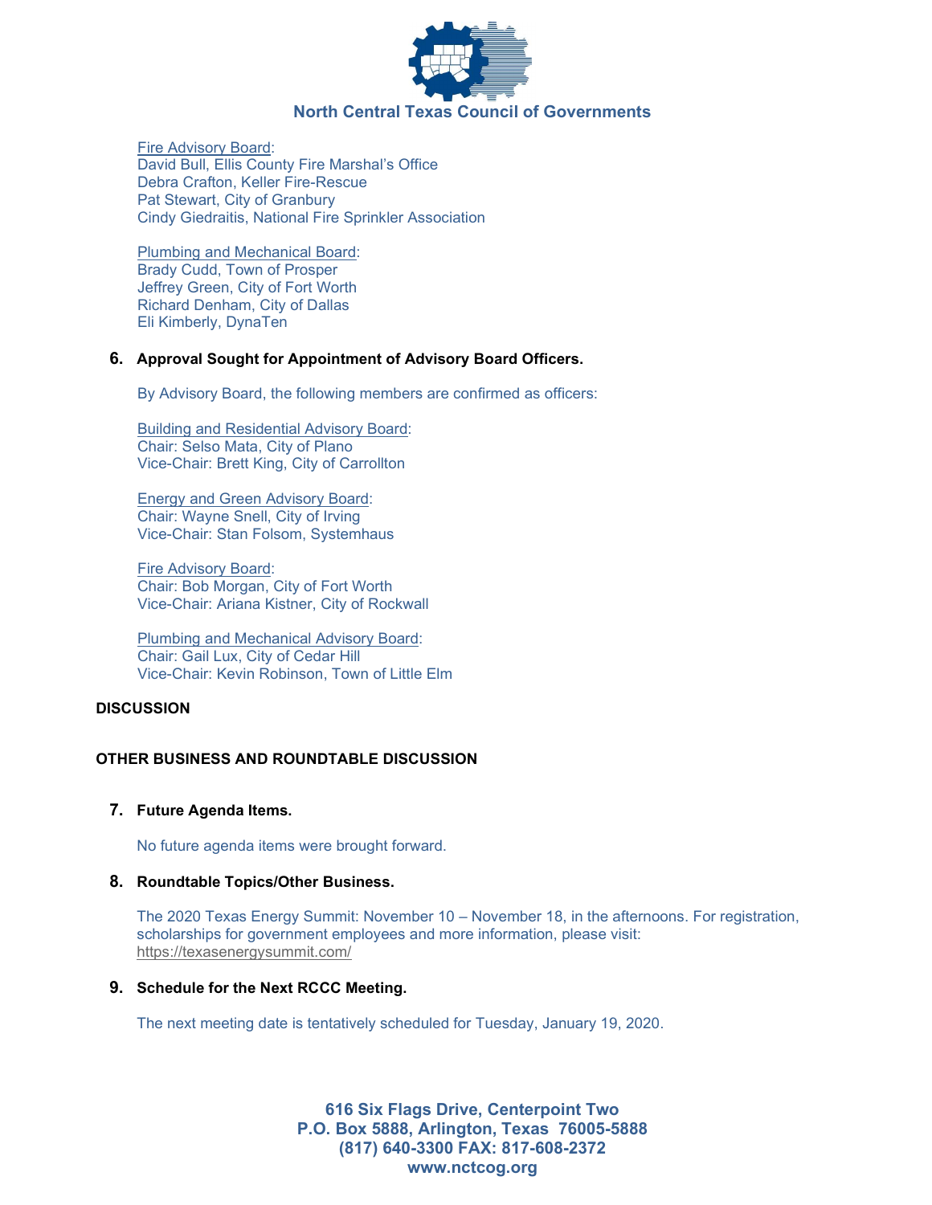Fire Advisory Board:
David Bull, Ellis County Fire Marshal's Office
Debra Crafton, Keller Fire-Rescue
Pat Stewart, City of Granbury
Cindy Giedraitis, National Fire Sprinkler Association

Plumbing and Mechanical Board:
Brady Cudd, Town of Prosper
Jeffrey Green, City of Fort Worth
Richard Denham, City of Dallas
Eli Kimberly, DynaTen

6. **Approval Sought for Appointment of Advisory Board Officers.**

By Advisory Board, the following members are confirmed as officers:

Building and Residential Advisory Board:
Chair: Selso Mata, City of Plano
Vice-Chair: Brett King, City of Carrollton

Energy and Green Advisory Board:
Chair: Wayne Snell, City of Irving
Vice-Chair: Stan Folsom, Systemhaus

Fire Advisory Board:
Chair: Bob Morgan, City of Fort Worth
Vice-Chair: Ariana Kistner, City of Rockwall

Plumbing and Mechanical Advisory Board:
Chair: Gail Lux, City of Cedar Hill
Vice-Chair: Kevin Robinson, Town of Little Elm

**DISCUSSION**

**OTHER BUSINESS AND ROUNDTABLE DISCUSSION**

7. **Future Agenda Items.**

No future agenda items were brought forward.

8. **Roundtable Topics/Other Business.**

The 2020 Texas Energy Summit: November 10 – November 18, in the afternoons. For registration, scholarships for government employees and more information, please visit: https://texasenergysummit.com/

9. **Schedule for the Next RCCC Meeting.**

The next meeting date is tentatively scheduled for Tuesday, January 19, 2020.

**616 Six Flags Drive, Centerpoint Two**
**P.O. Box 5888, Arlington, Texas 76005-5888**
**(817) 640-3300 FAX: 817-608-2372**
**www.nctcog.org**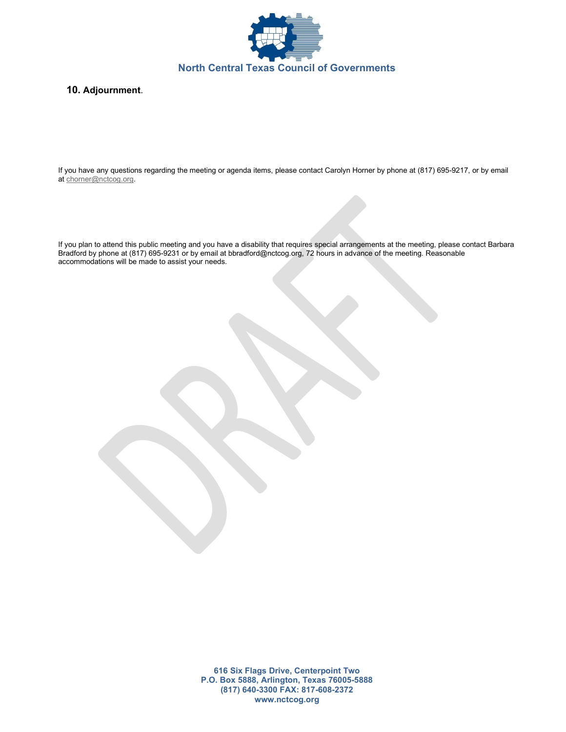**10. Adjournment**.

If you have any questions regarding the meeting or agenda items, please contact Carolyn Horner by phone at (817) 695-9217, or by email at chorner@nctcog.org.

If you plan to attend this public meeting and you have a disability that requires special arrangements at the meeting, please contact Barbara Bradford by phone at (817) 695-9231 or by email at bbradford@nctcog.org, 72 hours in advance of the meeting. Reasonable accommodations will be made to assist your needs.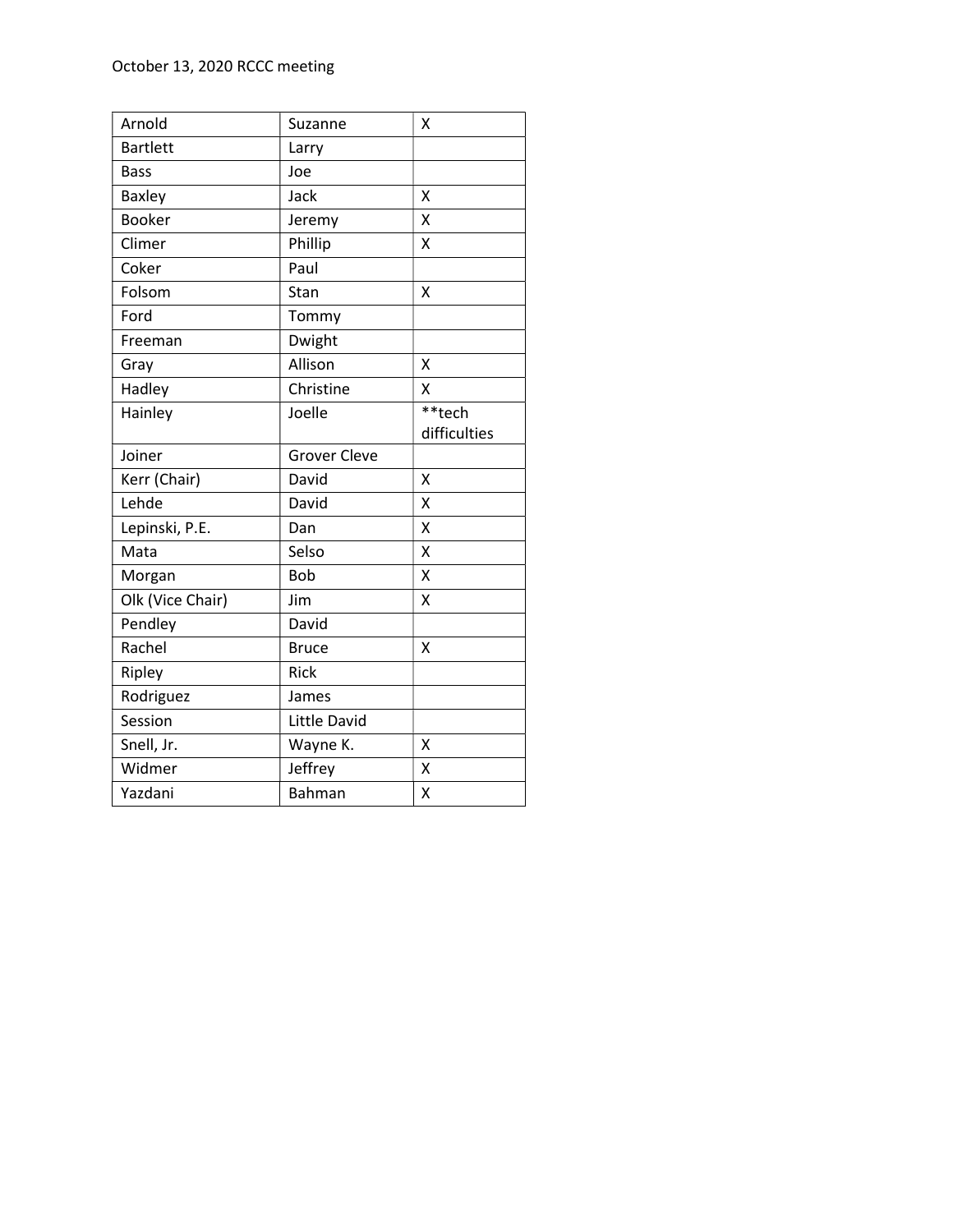October 13, 2020 RCCC meeting

| | | |
|---|---|---|
| Arnold | Suzanne | X |
| Bartlett | Larry | |
| Bass | Joe | |
| Baxley | Jack | X |
| Booker | Jeremy | X |
| Climer | Phillip | X |
| Coker | Paul | |
| Folsom | Stan | X |
| Ford | Tommy | |
| Freeman | Dwight | |
| Gray | Allison | X |
| Hadley | Christine | X |
| Hainley | Joelle | **tech difficulties |
| Joiner | Grover Cleve | |
| Kerr (Chair) | David | X |
| Lehde | David | X |
| Lepinski, P.E. | Dan | X |
| Mata | Selso | X |
| Morgan | Bob | X |
| Olk (Vice Chair) | Jim | X |
| Pendley | David | |
| Rachel | Bruce | X |
| Ripley | Rick | |
| Rodriguez | James | |
| Session | Little David | |
| Snell, Jr. | Wayne K. | X |
| Widmer | Jeffrey | X |
| Yazdani | Bahman | X |